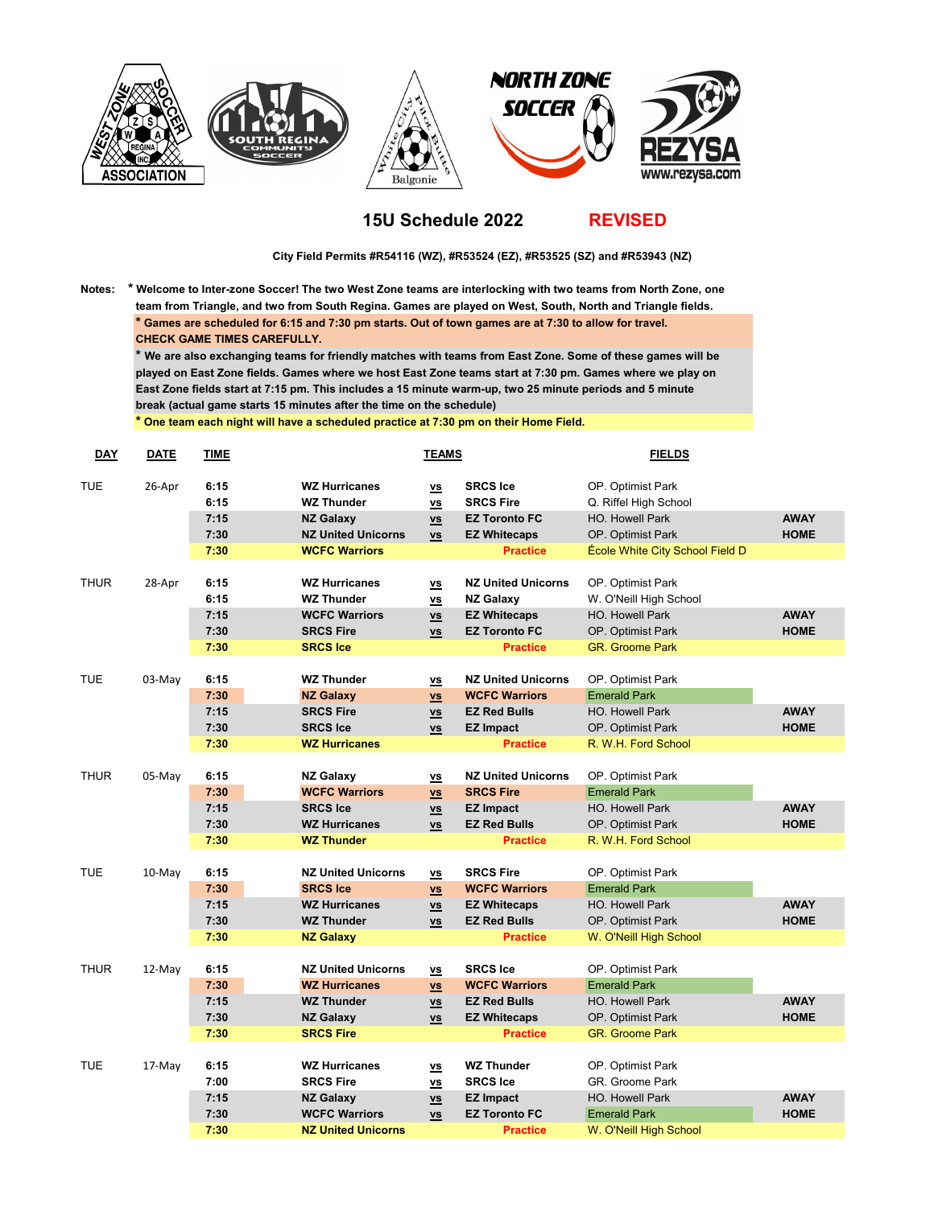# 15U Schedule 2022 REVISED

**City Field Permits #R54116 (WZ), #R53524 (EZ), #R53525 (SZ) and #R53943 (NZ)**

**Notes:**

- **Welcome to Inter-zone Soccer! The two West Zone teams are interlocking with two teams from North Zone, one team from Triangle, and two from South Regina. Games are played on West, South, North and Triangle fields.**
- **Games are scheduled for 6:15 and 7:30 pm starts. Out of town games are at 7:30 to allow for travel. CHECK GAME TIMES CAREFULLY.**
- **We are also exchanging teams for friendly matches with teams from East Zone. Some of these games will be played on East Zone fields. Games where we host East Zone teams start at 7:30 pm. Games where we play on East Zone fields start at 7:15 pm. This includes a 15 minute warm-up, two 25 minute periods and 5 minute break (actual game starts 15 minutes after the time on the schedule)**
- **One team each night will have a scheduled practice at 7:30 pm on their Home Field.**

| DAY | DATE | TIME | TEAMS | | | FIELDS | |
|---|---|---|---|---|---|---|---|
| TUE | 26-Apr | 6:15 | WZ Hurricanes | vs | SRCS Ice | OP. Optimist Park | |
| | | 6:15 | WZ Thunder | vs | SRCS Fire | Q. Riffel High School | |
| | | 7:15 | NZ Galaxy | vs | EZ Toronto FC | HO. Howell Park | AWAY |
| | | 7:30 | NZ United Unicorns | vs | EZ Whitecaps | OP. Optimist Park | HOME |
| | | 7:30 | WCFC Warriors | | Practice | École White City School Field D | |
| THUR | 28-Apr | 6:15 | WZ Hurricanes | vs | NZ United Unicorns | OP. Optimist Park | |
| | | 6:15 | WZ Thunder | vs | NZ Galaxy | W. O'Neill High School | |
| | | 7:15 | WCFC Warriors | vs | EZ Whitecaps | HO. Howell Park | AWAY |
| | | 7:30 | SRCS Fire | vs | EZ Toronto FC | OP. Optimist Park | HOME |
| | | 7:30 | SRCS Ice | | Practice | GR. Groome Park | |
| TUE | 03-May | 6:15 | WZ Thunder | vs | NZ United Unicorns | OP. Optimist Park | |
| | | 7:30 | NZ Galaxy | vs | WCFC Warriors | Emerald Park | |
| | | 7:15 | SRCS Fire | vs | EZ Red Bulls | HO. Howell Park | AWAY |
| | | 7:30 | SRCS Ice | vs | EZ Impact | OP. Optimist Park | HOME |
| | | 7:30 | WZ Hurricanes | | Practice | R. W.H. Ford School | |
| THUR | 05-May | 6:15 | NZ Galaxy | vs | NZ United Unicorns | OP. Optimist Park | |
| | | 7:30 | WCFC Warriors | vs | SRCS Fire | Emerald Park | |
| | | 7:15 | SRCS Ice | vs | EZ Impact | HO. Howell Park | AWAY |
| | | 7:30 | WZ Hurricanes | vs | EZ Red Bulls | OP. Optimist Park | HOME |
| | | 7:30 | WZ Thunder | | Practice | R. W.H. Ford School | |
| TUE | 10-May | 6:15 | NZ United Unicorns | vs | SRCS Fire | OP. Optimist Park | |
| | | 7:30 | SRCS Ice | vs | WCFC Warriors | Emerald Park | |
| | | 7:15 | WZ Hurricanes | vs | EZ Whitecaps | HO. Howell Park | AWAY |
| | | 7:30 | WZ Thunder | vs | EZ Red Bulls | OP. Optimist Park | HOME |
| | | 7:30 | NZ Galaxy | | Practice | W. O'Neill High School | |
| THUR | 12-May | 6:15 | NZ United Unicorns | vs | SRCS Ice | OP. Optimist Park | |
| | | 7:30 | WZ Hurricanes | vs | WCFC Warriors | Emerald Park | |
| | | 7:15 | WZ Thunder | vs | EZ Red Bulls | HO. Howell Park | AWAY |
| | | 7:30 | NZ Galaxy | vs | EZ Whitecaps | OP. Optimist Park | HOME |
| | | 7:30 | SRCS Fire | | Practice | GR. Groome Park | |
| TUE | 17-May | 6:15 | WZ Hurricanes | vs | WZ Thunder | OP. Optimist Park | |
| | | 7:00 | SRCS Fire | vs | SRCS Ice | GR. Groome Park | |
| | | 7:15 | NZ Galaxy | vs | EZ Impact | HO. Howell Park | AWAY |
| | | 7:30 | WCFC Warriors | vs | EZ Toronto FC | Emerald Park | HOME |
| | | 7:30 | NZ United Unicorns | | Practice | W. O'Neill High School | |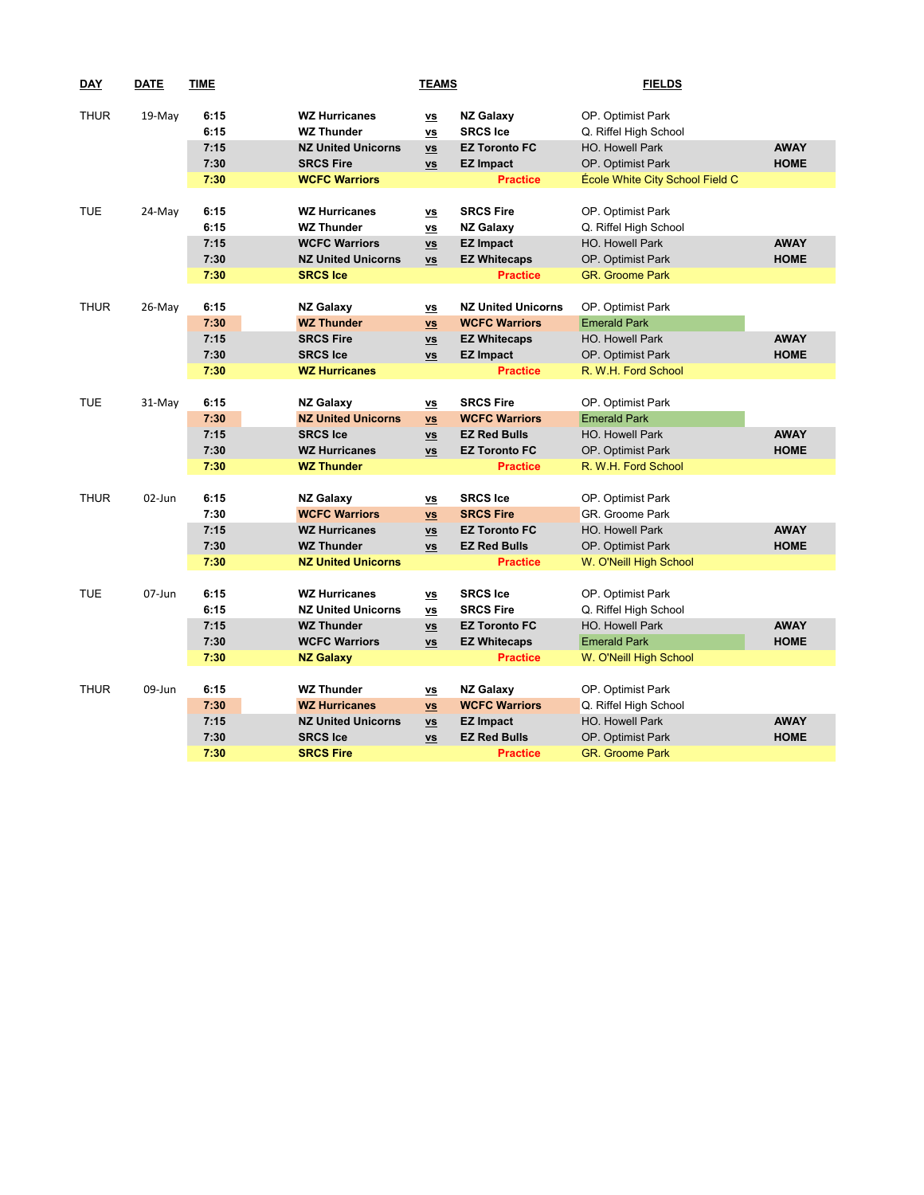| DAY | DATE | TIME | TEAMS | | | FIELDS | |
|---|---|---|---|---|---|---|---|
| THUR | 19-May | 6:15 | WZ Hurricanes | vs | NZ Galaxy | OP. Optimist Park | |
| | | 6:15 | WZ Thunder | vs | SRCS Ice | Q. Riffel High School | |
| | | 7:15 | NZ United Unicorns | vs | EZ Toronto FC | HO. Howell Park | AWAY |
| | | 7:30 | SRCS Fire | vs | EZ Impact | OP. Optimist Park | HOME |
| | | 7:30 | WCFC Warriors | | Practice | École White City School Field C | |
| TUE | 24-May | 6:15 | WZ Hurricanes | vs | SRCS Fire | OP. Optimist Park | |
| | | 6:15 | WZ Thunder | vs | NZ Galaxy | Q. Riffel High School | |
| | | 7:15 | WCFC Warriors | vs | EZ Impact | HO. Howell Park | AWAY |
| | | 7:30 | NZ United Unicorns | vs | EZ Whitecaps | OP. Optimist Park | HOME |
| | | 7:30 | SRCS Ice | | Practice | GR. Groome Park | |
| THUR | 26-May | 6:15 | NZ Galaxy | vs | NZ United Unicorns | OP. Optimist Park | |
| | | 7:30 | WZ Thunder | vs | WCFC Warriors | Emerald Park | |
| | | 7:15 | SRCS Fire | vs | EZ Whitecaps | HO. Howell Park | AWAY |
| | | 7:30 | SRCS Ice | vs | EZ Impact | OP. Optimist Park | HOME |
| | | 7:30 | WZ Hurricanes | | Practice | R. W.H. Ford School | |
| TUE | 31-May | 6:15 | NZ Galaxy | vs | SRCS Fire | OP. Optimist Park | |
| | | 7:30 | NZ United Unicorns | vs | WCFC Warriors | Emerald Park | |
| | | 7:15 | SRCS Ice | vs | EZ Red Bulls | HO. Howell Park | AWAY |
| | | 7:30 | WZ Hurricanes | vs | EZ Toronto FC | OP. Optimist Park | HOME |
| | | 7:30 | WZ Thunder | | Practice | R. W.H. Ford School | |
| THUR | 02-Jun | 6:15 | NZ Galaxy | vs | SRCS Ice | OP. Optimist Park | |
| | | 7:30 | WCFC Warriors | vs | SRCS Fire | GR. Groome Park | |
| | | 7:15 | WZ Hurricanes | vs | EZ Toronto FC | HO. Howell Park | AWAY |
| | | 7:30 | WZ Thunder | vs | EZ Red Bulls | OP. Optimist Park | HOME |
| | | 7:30 | NZ United Unicorns | | Practice | W. O'Neill High School | |
| TUE | 07-Jun | 6:15 | WZ Hurricanes | vs | SRCS Ice | OP. Optimist Park | |
| | | 6:15 | NZ United Unicorns | vs | SRCS Fire | Q. Riffel High School | |
| | | 7:15 | WZ Thunder | vs | EZ Toronto FC | HO. Howell Park | AWAY |
| | | 7:30 | WCFC Warriors | vs | EZ Whitecaps | Emerald Park | HOME |
| | | 7:30 | NZ Galaxy | | Practice | W. O'Neill High School | |
| THUR | 09-Jun | 6:15 | WZ Thunder | vs | NZ Galaxy | OP. Optimist Park | |
| | | 7:30 | WZ Hurricanes | vs | WCFC Warriors | Q. Riffel High School | |
| | | 7:15 | NZ United Unicorns | vs | EZ Impact | HO. Howell Park | AWAY |
| | | 7:30 | SRCS Ice | vs | EZ Red Bulls | OP. Optimist Park | HOME |
| | | 7:30 | SRCS Fire | | Practice | GR. Groome Park | |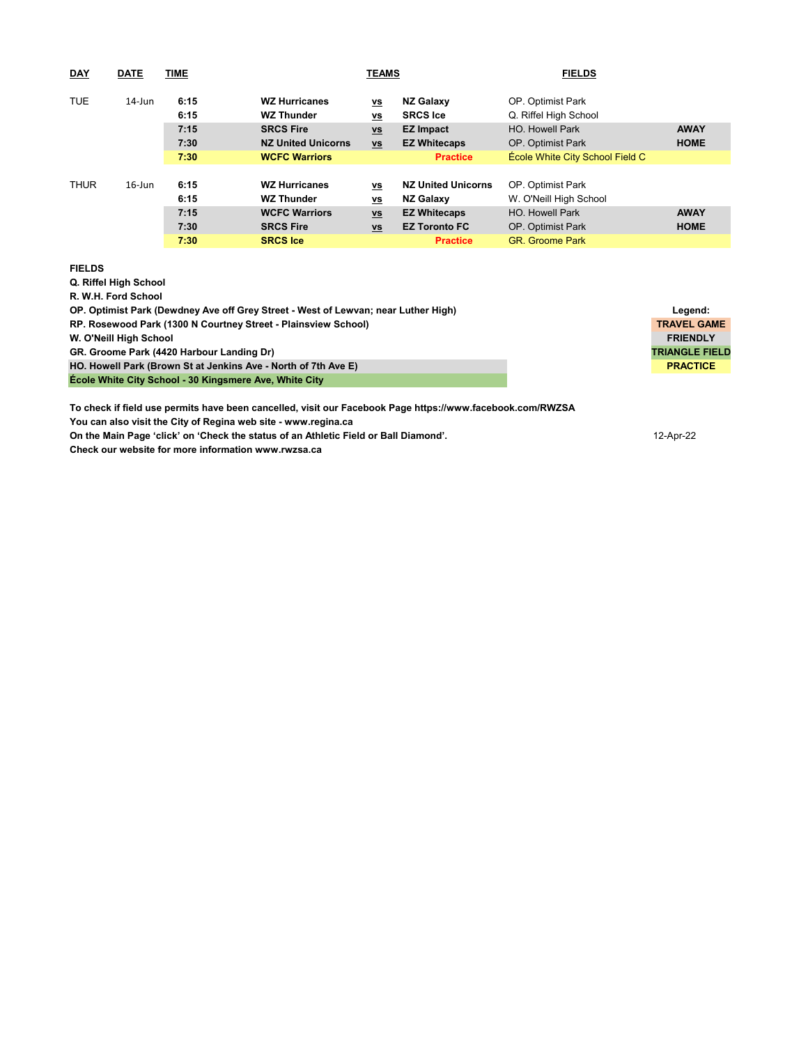| DAY | DATE | TIME | TEAMS | | | FIELDS | |
|---|---|---|---|---|---|---|---|
| TUE | 14-Jun | **6:15** | **WZ Hurricanes** | vs | **NZ Galaxy** | OP. Optimist Park | |
| | | **6:15** | **WZ Thunder** | vs | **SRCS Ice** | Q. Riffel High School | |
| | | **7:15** | **SRCS Fire** | vs | **EZ Impact** | HO. Howell Park | **AWAY** |
| | | **7:30** | **NZ United Unicorns** | vs | **EZ Whitecaps** | OP. Optimist Park | **HOME** |
| | | **7:30** | **WCFC Warriors** | | **Practice** | École White City School Field C | |
| THUR | 16-Jun | **6:15** | **WZ Hurricanes** | vs | **NZ United Unicorns** | OP. Optimist Park | |
| | | **6:15** | **WZ Thunder** | vs | **NZ Galaxy** | W. O'Neill High School | |
| | | **7:15** | **WCFC Warriors** | vs | **EZ Whitecaps** | HO. Howell Park | **AWAY** |
| | | **7:30** | **SRCS Fire** | vs | **EZ Toronto FC** | OP. Optimist Park | **HOME** |
| | | **7:30** | **SRCS Ice** | | **Practice** | GR. Groome Park | |

**FIELDS**

**Q. Riffel High School**
**R. W.H. Ford School**
**OP. Optimist Park (Dewdney Ave off Grey Street - West of Lewvan; near Luther High)**
**RP. Rosewood Park (1300 N Courtney Street - Plainsview School)**
**W. O'Neill High School**
**GR. Groome Park (4420 Harbour Landing Dr)**
**HO. Howell Park (Brown St at Jenkins Ave - North of 7th Ave E)**
**École White City School - 30 Kingsmere Ave, White City**

**Legend:**
**TRAVEL GAME**
**FRIENDLY**
**TRIANGLE FIELD**
**PRACTICE**

**To check if field use permits have been cancelled, visit our Facebook Page https://www.facebook.com/RWZSA**
**You can also visit the City of Regina web site - www.regina.ca**
**On the Main Page 'click' on 'Check the status of an Athletic Field or Ball Diamond'.**
**Check our website for more information www.rwzsa.ca**

12-Apr-22